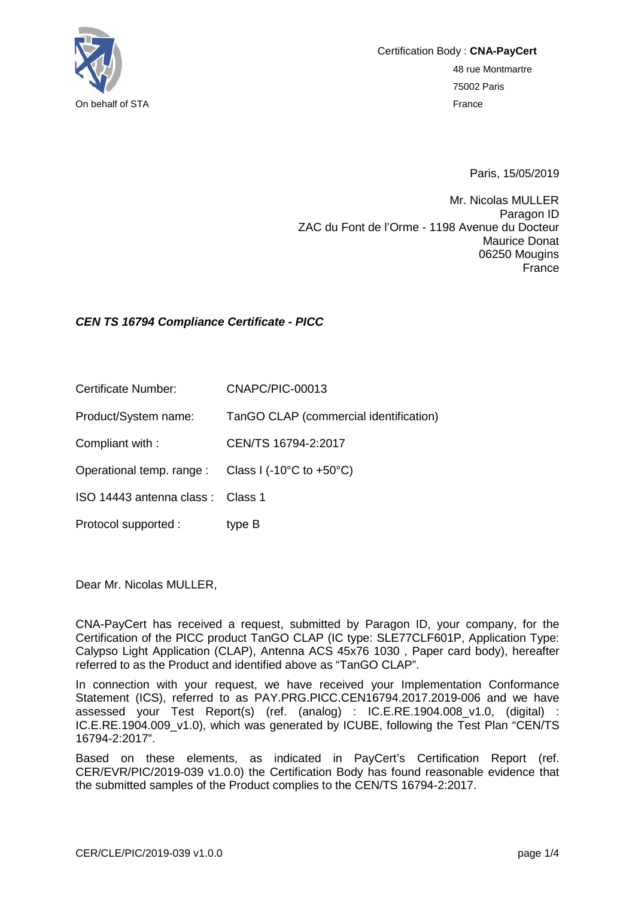On behalf of STA

Certification Body : **CNA-PayCert**

48 rue Montmartre

75002 Paris

France

Paris, 15/05/2019

Mr. Nicolas MULLER
Paragon ID
ZAC du Font de l'Orme - 1198 Avenue du Docteur Maurice Donat
06250 Mougins
France

***CEN TS 16794 Compliance Certificate - PICC***

| | |
|---|---|
| Certificate Number: | CNAPC/PIC-00013 |
| Product/System name: | TanGO CLAP (commercial identification) |
| Compliant with : | CEN/TS 16794-2:2017 |
| Operational temp. range : | Class I (-10°C to +50°C) |
| ISO 14443 antenna class : | Class 1 |
| Protocol supported : | type B |

Dear Mr. Nicolas MULLER,

CNA-PayCert has received a request, submitted by Paragon ID, your company, for the Certification of the PICC product TanGO CLAP (IC type: SLE77CLF601P, Application Type: Calypso Light Application (CLAP), Antenna ACS 45x76 1030 , Paper card body), hereafter referred to as the Product and identified above as "TanGO CLAP".

In connection with your request, we have received your Implementation Conformance Statement (ICS), referred to as PAY.PRG.PICC.CEN16794.2017.2019-006 and we have assessed your Test Report(s) (ref. (analog) : IC.E.RE.1904.008_v1.0, (digital) : IC.E.RE.1904.009_v1.0), which was generated by ICUBE, following the Test Plan "CEN/TS 16794-2:2017".

Based on these elements, as indicated in PayCert's Certification Report (ref. CER/EVR/PIC/2019-039 v1.0.0) the Certification Body has found reasonable evidence that the submitted samples of the Product complies to the CEN/TS 16794-2:2017.

CER/CLE/PIC/2019-039 v1.0.0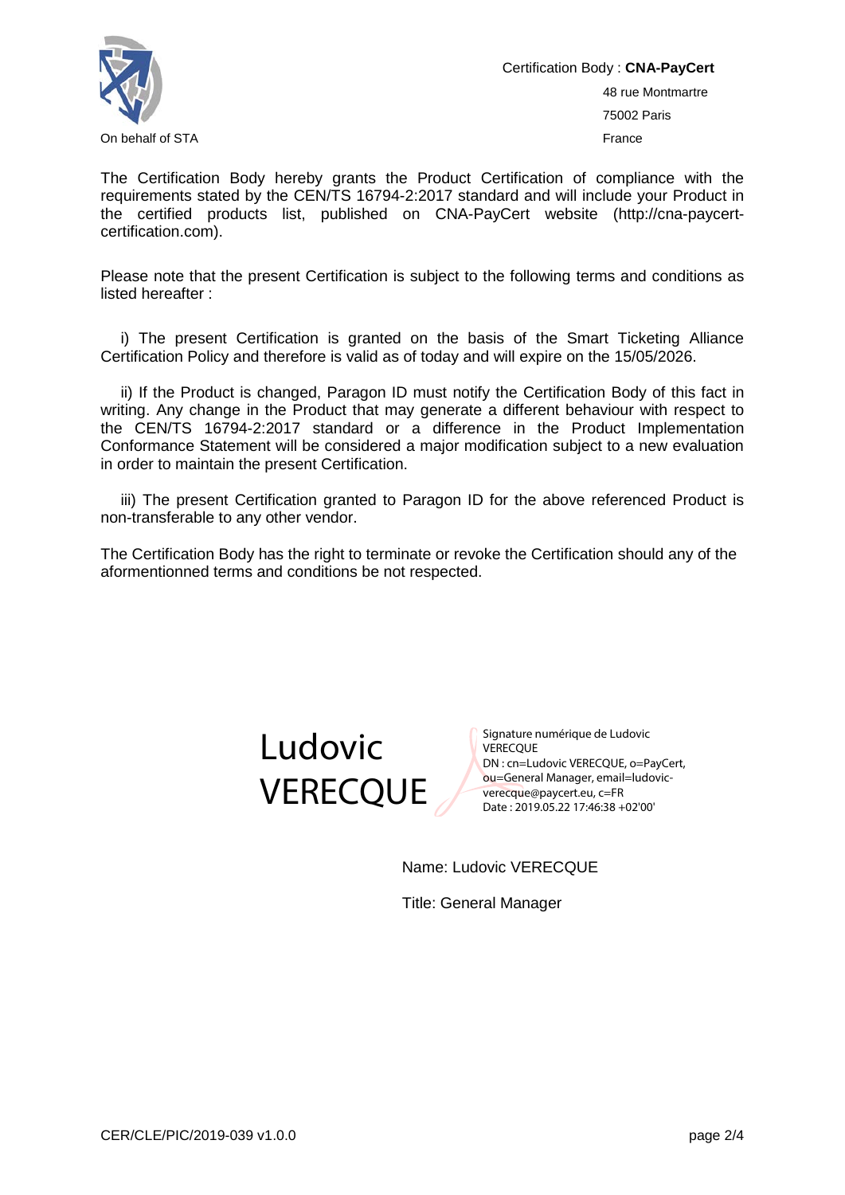On behalf of STA

Certification Body : **CNA-PayCert**

48 rue Montmartre

75002 Paris

France

The Certification Body hereby grants the Product Certification of compliance with the requirements stated by the CEN/TS 16794-2:2017 standard and will include your Product in the certified products list, published on CNA-PayCert website (http://cna-paycert-certification.com).

Please note that the present Certification is subject to the following terms and conditions as listed hereafter :

i) The present Certification is granted on the basis of the Smart Ticketing Alliance Certification Policy and therefore is valid as of today and will expire on the 15/05/2026.

ii) If the Product is changed, Paragon ID must notify the Certification Body of this fact in writing. Any change in the Product that may generate a different behaviour with respect to the CEN/TS 16794-2:2017 standard or a difference in the Product Implementation Conformance Statement will be considered a major modification subject to a new evaluation in order to maintain the present Certification.

iii) The present Certification granted to Paragon ID for the above referenced Product is non-transferable to any other vendor.

The Certification Body has the right to terminate or revoke the Certification should any of the aformentionned terms and conditions be not respected.

Ludovic VERECQUE

Signature numérique de Ludovic VERECQUE
DN : cn=Ludovic VERECQUE, o=PayCert, ou=General Manager, email=ludovic-verecque@paycert.eu, c=FR
Date : 2019.05.22 17:46:38 +02'00'

Name: Ludovic VERECQUE

Title: General Manager

CER/CLE/PIC/2019-039 v1.0.0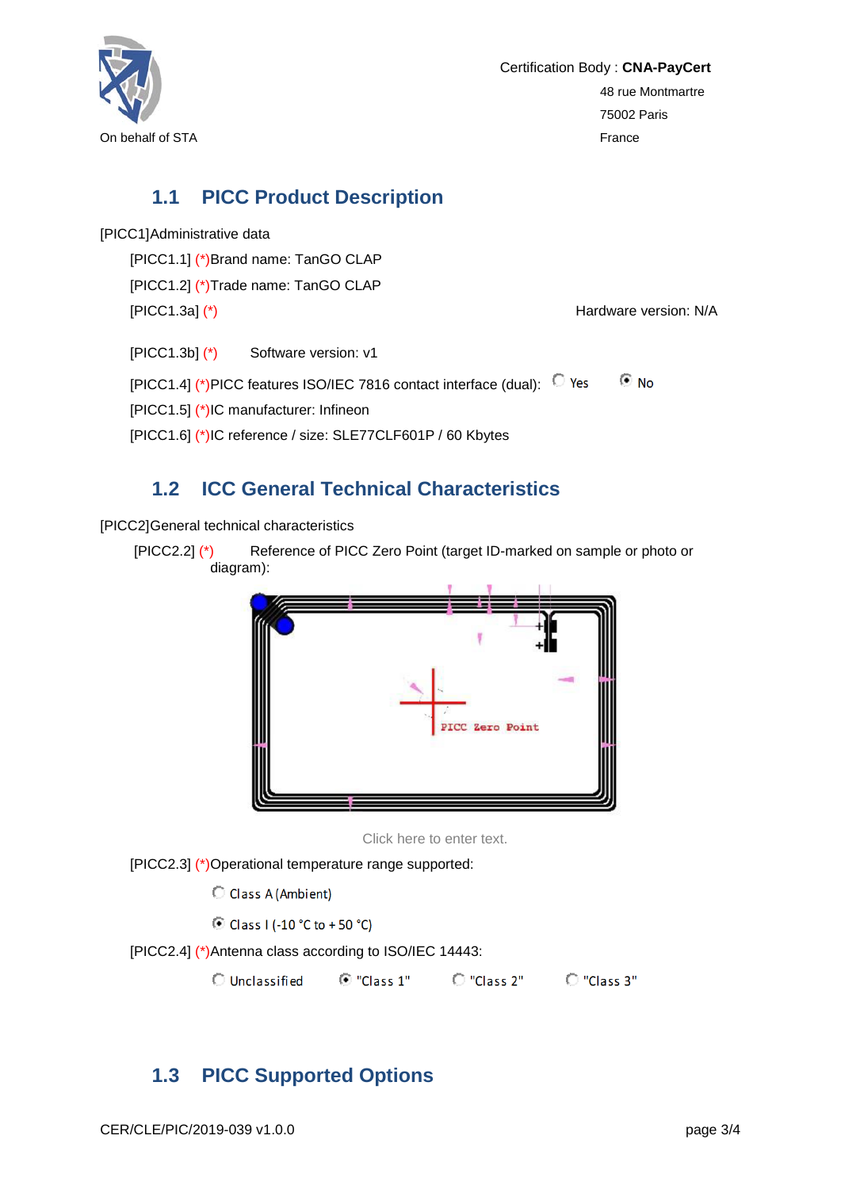On behalf of STA

Certification Body : **CNA-PayCert**
48 rue Montmartre
75002 Paris
France

## 1.1 PICC Product Description

[PICC1]Administrative data

[PICC1.1] (*)Brand name: TanGO CLAP

[PICC1.2] (*)Trade name: TanGO CLAP

[PICC1.3a] (*) Hardware version: N/A

[PICC1.3b] (*) Software version: v1

[PICC1.4] (*)PICC features ISO/IEC 7816 contact interface (dual): ○ Yes ◉ No

[PICC1.5] (*)IC manufacturer: Infineon

[PICC1.6] (*)IC reference / size: SLE77CLF601P / 60 Kbytes

## 1.2 ICC General Technical Characteristics

[PICC2]General technical characteristics

[PICC2.2] (*) Reference of PICC Zero Point (target ID-marked on sample or photo or diagram):

PICC Zero Point

Click here to enter text.

[PICC2.3] (*)Operational temperature range supported:

○ Class A (Ambient)

◉ Class I (-10 °C to + 50 °C)

[PICC2.4] (*)Antenna class according to ISO/IEC 14443:

○ Unclassified ◉ "Class 1" ○ "Class 2" ○ "Class 3"

## 1.3 PICC Supported Options

CER/CLE/PIC/2019-039 v1.0.0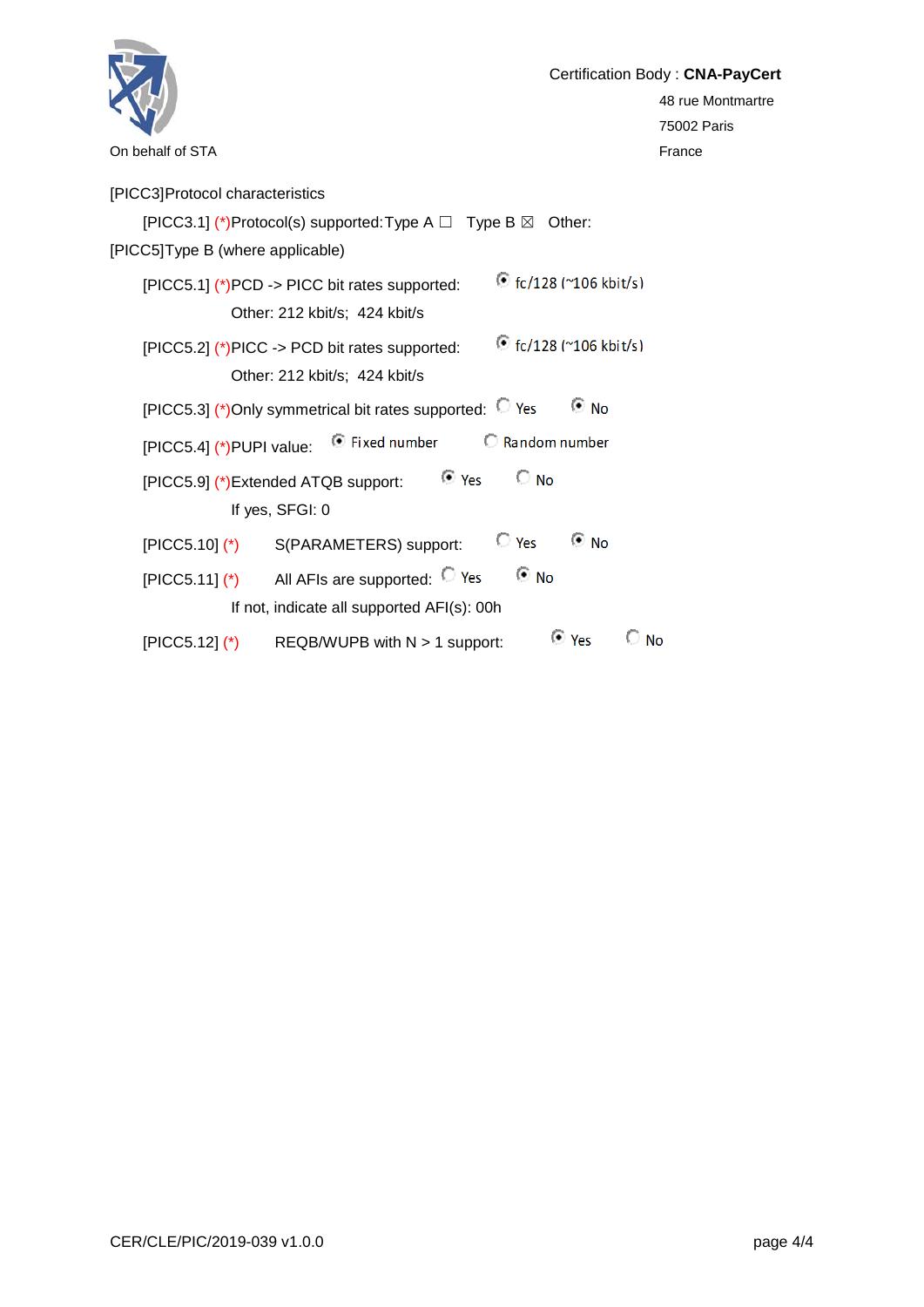On behalf of STA

Certification Body : **CNA-PayCert**

48 rue Montmartre

75002 Paris

France

[PICC3]Protocol characteristics

[PICC3.1] (*)Protocol(s) supported: Type A ☐ Type B ☒ Other:

[PICC5]Type B (where applicable)

[PICC5.1] (*)PCD -> PICC bit rates supported: ◉ fc/128 (~106 kbit/s)

Other: 212 kbit/s; 424 kbit/s

[PICC5.2] (*)PICC -> PCD bit rates supported: ◉ fc/128 (~106 kbit/s)

Other: 212 kbit/s; 424 kbit/s

[PICC5.3] (*)Only symmetrical bit rates supported: ○ Yes ◉ No

[PICC5.4] (*)PUPI value: ◉ Fixed number ○ Random number

[PICC5.9] (*)Extended ATQB support: ◉ Yes ○ No

If yes, SFGI: 0

[PICC5.10] (*) S(PARAMETERS) support: ○ Yes ◉ No

[PICC5.11] (*) All AFIs are supported: ○ Yes ◉ No

If not, indicate all supported AFI(s): 00h

[PICC5.12] (*) REQB/WUPB with N > 1 support: ◉ Yes ○ No

CER/CLE/PIC/2019-039 v1.0.0